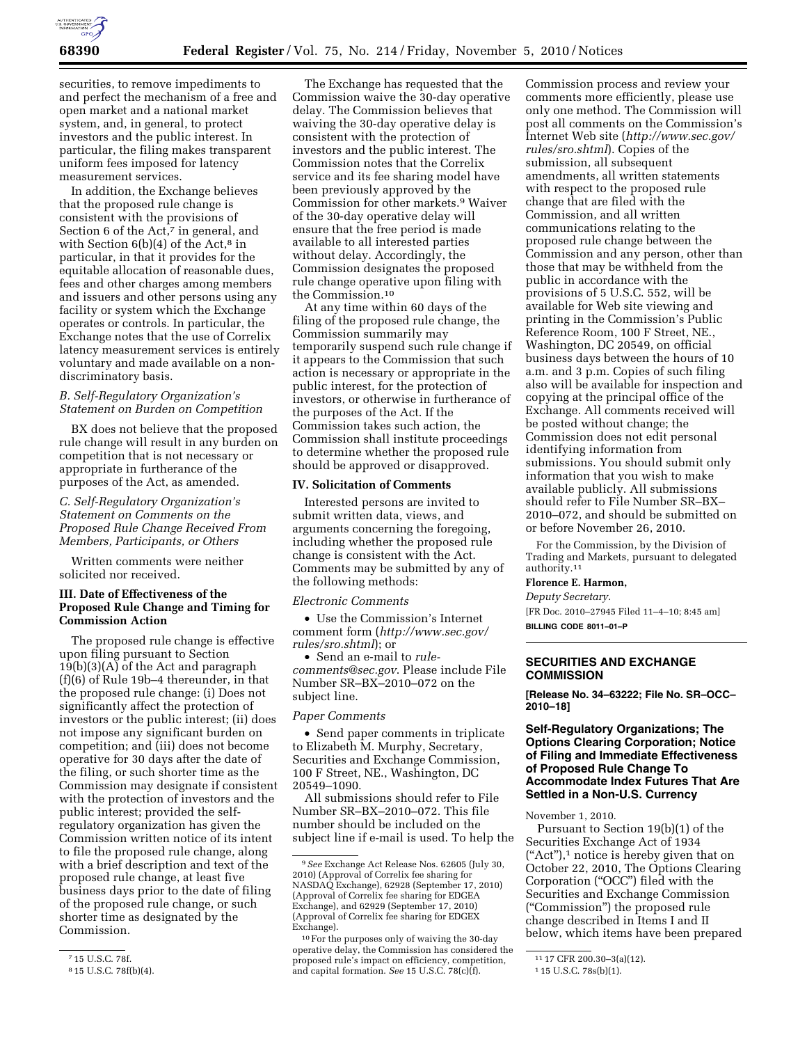securities, to remove impediments to and perfect the mechanism of a free and open market and a national market system, and, in general, to protect investors and the public interest. In particular, the filing makes transparent uniform fees imposed for latency measurement services.

In addition, the Exchange believes that the proposed rule change is consistent with the provisions of Section 6 of the Act,[7] in general, and with Section 6(b)(4) of the Act,[8] in particular, in that it provides for the equitable allocation of reasonable dues, fees and other charges among members and issuers and other persons using any facility or system which the Exchange operates or controls. In particular, the Exchange notes that the use of Correlix latency measurement services is entirely voluntary and made available on a non-discriminatory basis.

### *B. Self-Regulatory Organization's Statement on Burden on Competition*

BX does not believe that the proposed rule change will result in any burden on competition that is not necessary or appropriate in furtherance of the purposes of the Act, as amended.

### *C. Self-Regulatory Organization's Statement on Comments on the Proposed Rule Change Received From Members, Participants, or Others*

Written comments were neither solicited nor received.

## III. Date of Effectiveness of the Proposed Rule Change and Timing for Commission Action

The proposed rule change is effective upon filing pursuant to Section 19(b)(3)(A) of the Act and paragraph (f)(6) of Rule 19b–4 thereunder, in that the proposed rule change: (i) Does not significantly affect the protection of investors or the public interest; (ii) does not impose any significant burden on competition; and (iii) does not become operative for 30 days after the date of the filing, or such shorter time as the Commission may designate if consistent with the protection of investors and the public interest; provided the self-regulatory organization has given the Commission written notice of its intent to file the proposed rule change, along with a brief description and text of the proposed rule change, at least five business days prior to the date of filing of the proposed rule change, or such shorter time as designated by the Commission.

The Exchange has requested that the Commission waive the 30-day operative delay. The Commission believes that waiving the 30-day operative delay is consistent with the protection of investors and the public interest. The Commission notes that the Correlix service and its fee sharing model have been previously approved by the Commission for other markets.[9] Waiver of the 30-day operative delay will ensure that the free period is made available to all interested parties without delay. Accordingly, the Commission designates the proposed rule change operative upon filing with the Commission.[10]

At any time within 60 days of the filing of the proposed rule change, the Commission summarily may temporarily suspend such rule change if it appears to the Commission that such action is necessary or appropriate in the public interest, for the protection of investors, or otherwise in furtherance of the purposes of the Act. If the Commission takes such action, the Commission shall institute proceedings to determine whether the proposed rule should be approved or disapproved.

## IV. Solicitation of Comments

Interested persons are invited to submit written data, views, and arguments concerning the foregoing, including whether the proposed rule change is consistent with the Act. Comments may be submitted by any of the following methods:

*Electronic Comments*

- Use the Commission's Internet comment form (*http://www.sec.gov/rules/sro.shtml*); or
- Send an e-mail to *rule-comments@sec.gov*. Please include File Number SR–BX–2010–072 on the subject line.

*Paper Comments*

- Send paper comments in triplicate to Elizabeth M. Murphy, Secretary, Securities and Exchange Commission, 100 F Street, NE., Washington, DC 20549–1090.

All submissions should refer to File Number SR–BX–2010–072. This file number should be included on the subject line if e-mail is used. To help the Commission process and review your comments more efficiently, please use only one method. The Commission will post all comments on the Commission's Internet Web site (*http://www.sec.gov/rules/sro.shtml*). Copies of the submission, all subsequent amendments, all written statements with respect to the proposed rule change that are filed with the Commission, and all written communications relating to the proposed rule change between the Commission and any person, other than those that may be withheld from the public in accordance with the provisions of 5 U.S.C. 552, will be available for Web site viewing and printing in the Commission's Public Reference Room, 100 F Street, NE., Washington, DC 20549, on official business days between the hours of 10 a.m. and 3 p.m. Copies of such filing also will be available for inspection and copying at the principal office of the Exchange. All comments received will be posted without change; the Commission does not edit personal identifying information from submissions. You should submit only information that you wish to make available publicly. All submissions should refer to File Number SR–BX–2010–072, and should be submitted on or before November 26, 2010.

For the Commission, by the Division of Trading and Markets, pursuant to delegated authority.[11]

**Florence E. Harmon,**

*Deputy Secretary.*

[FR Doc. 2010–27945 Filed 11–4–10; 8:45 am]

**BILLING CODE 8011–01–P**

---

## SECURITIES AND EXCHANGE COMMISSION

**[Release No. 34–63222; File No. SR–OCC–2010–18]**

## Self-Regulatory Organizations; The Options Clearing Corporation; Notice of Filing and Immediate Effectiveness of Proposed Rule Change To Accommodate Index Futures That Are Settled in a Non-U.S. Currency

November 1, 2010.

Pursuant to Section 19(b)(1) of the Securities Exchange Act of 1934 ("Act"),[1] notice is hereby given that on October 22, 2010, The Options Clearing Corporation ("OCC") filed with the Securities and Exchange Commission ("Commission") the proposed rule change described in Items I and II below, which items have been prepared

---

[7] 15 U.S.C. 78f.

[8] 15 U.S.C. 78f(b)(4).

[9] *See* Exchange Act Release Nos. 62605 (July 30, 2010) (Approval of Correlix fee sharing for NASDAQ Exchange), 62928 (September 17, 2010) (Approval of Correlix fee sharing for EDGEA Exchange), and 62929 (September 17, 2010) (Approval of Correlix fee sharing for EDGEX Exchange).

[10] For the purposes only of waiving the 30-day operative delay, the Commission has considered the proposed rule's impact on efficiency, competition, and capital formation. *See* 15 U.S.C. 78(c)(f).

[11] 17 CFR 200.30–3(a)(12).

[1] 15 U.S.C. 78s(b)(1).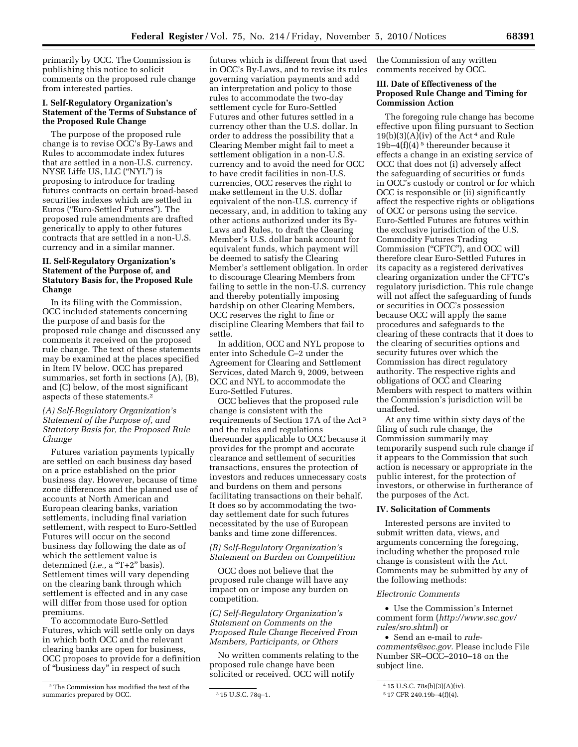primarily by OCC. The Commission is publishing this notice to solicit comments on the proposed rule change from interested parties.

### I. Self-Regulatory Organization's Statement of the Terms of Substance of the Proposed Rule Change

The purpose of the proposed rule change is to revise OCC's By-Laws and Rules to accommodate index futures that are settled in a non-U.S. currency. NYSE Liffe US, LLC ("NYL") is proposing to introduce for trading futures contracts on certain broad-based securities indexes which are settled in Euros ("Euro-Settled Futures"). The proposed rule amendments are drafted generically to apply to other futures contracts that are settled in a non-U.S. currency and in a similar manner.

### II. Self-Regulatory Organization's Statement of the Purpose of, and Statutory Basis for, the Proposed Rule Change

In its filing with the Commission, OCC included statements concerning the purpose of and basis for the proposed rule change and discussed any comments it received on the proposed rule change. The text of these statements may be examined at the places specified in Item IV below. OCC has prepared summaries, set forth in sections (A), (B), and (C) below, of the most significant aspects of these statements.[2]

*(A) Self-Regulatory Organization's Statement of the Purpose of, and Statutory Basis for, the Proposed Rule Change*

Futures variation payments typically are settled on each business day based on a price established on the prior business day. However, because of time zone differences and the planned use of accounts at North American and European clearing banks, variation settlements, including final variation settlement, with respect to Euro-Settled Futures will occur on the second business day following the date as of which the settlement value is determined (*i.e.,* a "T+2" basis). Settlement times will vary depending on the clearing bank through which settlement is effected and in any case will differ from those used for option premiums.

To accommodate Euro-Settled Futures, which will settle only on days in which both OCC and the relevant clearing banks are open for business, OCC proposes to provide for a definition of "business day" in respect of such futures which is different from that used in OCC's By-Laws, and to revise its rules governing variation payments and add an interpretation and policy to those rules to accommodate the two-day settlement cycle for Euro-Settled Futures and other futures settled in a currency other than the U.S. dollar. In order to address the possibility that a Clearing Member might fail to meet a settlement obligation in a non-U.S. currency and to avoid the need for OCC to have credit facilities in non-U.S. currencies, OCC reserves the right to make settlement in the U.S. dollar equivalent of the non-U.S. currency if necessary, and, in addition to taking any other actions authorized under its By-Laws and Rules, to draft the Clearing Member's U.S. dollar bank account for equivalent funds, which payment will be deemed to satisfy the Clearing Member's settlement obligation. In order to discourage Clearing Members from failing to settle in the non-U.S. currency and thereby potentially imposing hardship on other Clearing Members, OCC reserves the right to fine or discipline Clearing Members that fail to settle.

In addition, OCC and NYL propose to enter into Schedule C–2 under the Agreement for Clearing and Settlement Services, dated March 9, 2009, between OCC and NYL to accommodate the Euro-Settled Futures.

OCC believes that the proposed rule change is consistent with the requirements of Section 17A of the Act[3] and the rules and regulations thereunder applicable to OCC because it provides for the prompt and accurate clearance and settlement of securities transactions, ensures the protection of investors and reduces unnecessary costs and burdens on them and persons facilitating transactions on their behalf. It does so by accommodating the two-day settlement date for such futures necessitated by the use of European banks and time zone differences.

*(B) Self-Regulatory Organization's Statement on Burden on Competition*

OCC does not believe that the proposed rule change will have any impact on or impose any burden on competition.

*(C) Self-Regulatory Organization's Statement on Comments on the Proposed Rule Change Received From Members, Participants, or Others*

No written comments relating to the proposed rule change have been solicited or received. OCC will notify the Commission of any written comments received by OCC.

### III. Date of Effectiveness of the Proposed Rule Change and Timing for Commission Action

The foregoing rule change has become effective upon filing pursuant to Section 19(b)(3)(A)(iv) of the Act[4] and Rule 19b–4(f)(4)[5] thereunder because it effects a change in an existing service of OCC that does not (i) adversely affect the safeguarding of securities or funds in OCC's custody or control or for which OCC is responsible or (ii) significantly affect the respective rights or obligations of OCC or persons using the service. Euro-Settled Futures are futures within the exclusive jurisdiction of the U.S. Commodity Futures Trading Commission ("CFTC"), and OCC will therefore clear Euro-Settled Futures in its capacity as a registered derivatives clearing organization under the CFTC's regulatory jurisdiction. This rule change will not affect the safeguarding of funds or securities in OCC's possession because OCC will apply the same procedures and safeguards to the clearing of these contracts that it does to the clearing of securities options and security futures over which the Commission has direct regulatory authority. The respective rights and obligations of OCC and Clearing Members with respect to matters within the Commission's jurisdiction will be unaffected.

At any time within sixty days of the filing of such rule change, the Commission summarily may temporarily suspend such rule change if it appears to the Commission that such action is necessary or appropriate in the public interest, for the protection of investors, or otherwise in furtherance of the purposes of the Act.

### IV. Solicitation of Comments

Interested persons are invited to submit written data, views, and arguments concerning the foregoing, including whether the proposed rule change is consistent with the Act. Comments may be submitted by any of the following methods:

*Electronic Comments*

- Use the Commission's Internet comment form (*http://www.sec.gov/rules/sro.shtml*) or
- Send an e-mail to *rule-comments@sec.gov.* Please include File Number SR–OCC–2010–18 on the subject line.

---

[2] The Commission has modified the text of the summaries prepared by OCC.

[3] 15 U.S.C. 78q–1.

[4] 15 U.S.C. 78s(b)(3)(A)(iv).

[5] 17 CFR 240.19b–4(f)(4).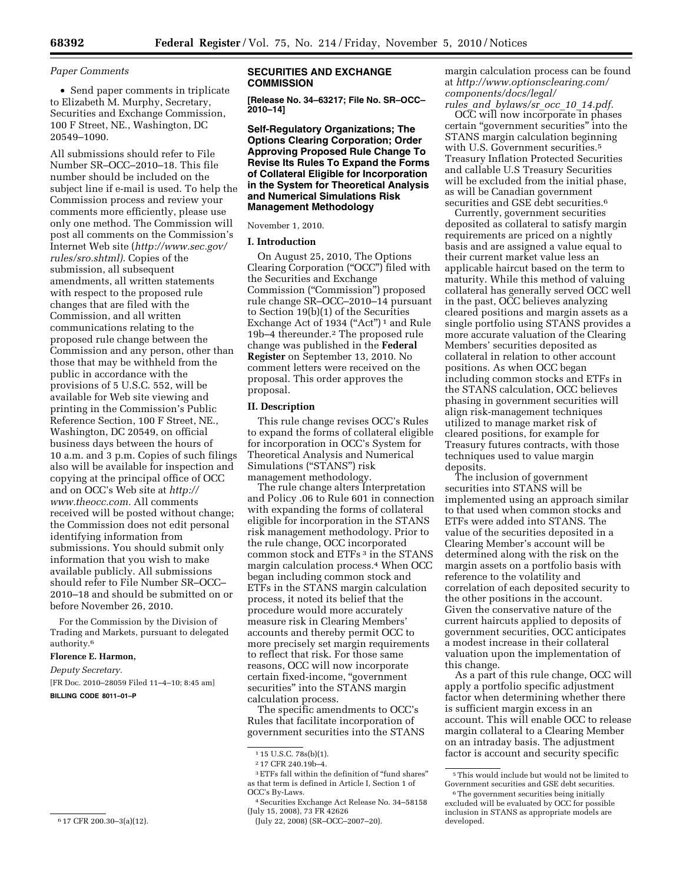*Paper Comments*

- Send paper comments in triplicate to Elizabeth M. Murphy, Secretary, Securities and Exchange Commission, 100 F Street, NE., Washington, DC 20549–1090.

All submissions should refer to File Number SR–OCC–2010–18. This file number should be included on the subject line if e-mail is used. To help the Commission process and review your comments more efficiently, please use only one method. The Commission will post all comments on the Commission's Internet Web site (*http://www.sec.gov/rules/sro.shtml*). Copies of the submission, all subsequent amendments, all written statements with respect to the proposed rule changes that are filed with the Commission, and all written communications relating to the proposed rule change between the Commission and any person, other than those that may be withheld from the public in accordance with the provisions of 5 U.S.C. 552, will be available for Web site viewing and printing in the Commission's Public Reference Section, 100 F Street, NE., Washington, DC 20549, on official business days between the hours of 10 a.m. and 3 p.m. Copies of such filings also will be available for inspection and copying at the principal office of OCC and on OCC's Web site at *http://www.theocc.com.* All comments received will be posted without change; the Commission does not edit personal identifying information from submissions. You should submit only information that you wish to make available publicly. All submissions should refer to File Number SR–OCC–2010–18 and should be submitted on or before November 26, 2010.

For the Commission by the Division of Trading and Markets, pursuant to delegated authority.[6]

**Florence E. Harmon,**

*Deputy Secretary.*

[FR Doc. 2010–28059 Filed 11–4–10; 8:45 am]

**BILLING CODE 8011–01–P**

[6] 17 CFR 200.30–3(a)(12).

**SECURITIES AND EXCHANGE COMMISSION**

**[Release No. 34–63217; File No. SR–OCC–2010–14]**

**Self-Regulatory Organizations; The Options Clearing Corporation; Order Approving Proposed Rule Change To Revise Its Rules To Expand the Forms of Collateral Eligible for Incorporation in the System for Theoretical Analysis and Numerical Simulations Risk Management Methodology**

November 1, 2010.

**I. Introduction**

On August 25, 2010, The Options Clearing Corporation ("OCC") filed with the Securities and Exchange Commission ("Commission") proposed rule change SR–OCC–2010–14 pursuant to Section 19(b)(1) of the Securities Exchange Act of 1934 ("Act")[1] and Rule 19b–4 thereunder.[2] The proposed rule change was published in the **Federal Register** on September 13, 2010. No comment letters were received on the proposal. This order approves the proposal.

**II. Description**

This rule change revises OCC's Rules to expand the forms of collateral eligible for incorporation in OCC's System for Theoretical Analysis and Numerical Simulations ("STANS") risk management methodology.

The rule change alters Interpretation and Policy .06 to Rule 601 in connection with expanding the forms of collateral eligible for incorporation in the STANS risk management methodology. Prior to the rule change, OCC incorporated common stock and ETFs[3] in the STANS margin calculation process.[4] When OCC began including common stock and ETFs in the STANS margin calculation process, it noted its belief that the procedure would more accurately measure risk in Clearing Members' accounts and thereby permit OCC to more precisely set margin requirements to reflect that risk. For those same reasons, OCC will now incorporate certain fixed-income, "government securities" into the STANS margin calculation process.

The specific amendments to OCC's Rules that facilitate incorporation of government securities into the STANS margin calculation process can be found at *http://www.optionsclearing.com/components/docs/legal/rules_and_bylaws/sr_occ_10_14.pdf.*

OCC will now incorporate in phases certain "government securities" into the STANS margin calculation beginning with U.S. Government securities.[5] Treasury Inflation Protected Securities and callable U.S Treasury Securities will be excluded from the initial phase, as will be Canadian government securities and GSE debt securities.[6]

Currently, government securities deposited as collateral to satisfy margin requirements are priced on a nightly basis and are assigned a value equal to their current market value less an applicable haircut based on the term to maturity. While this method of valuing collateral has generally served OCC well in the past, OCC believes analyzing cleared positions and margin assets as a single portfolio using STANS provides a more accurate valuation of the Clearing Members' securities deposited as collateral in relation to other account positions. As when OCC began including common stocks and ETFs in the STANS calculation, OCC believes phasing in government securities will align risk-management techniques utilized to manage market risk of cleared positions, for example for Treasury futures contracts, with those techniques used to value margin deposits.

The inclusion of government securities into STANS will be implemented using an approach similar to that used when common stocks and ETFs were added into STANS. The value of the securities deposited in a Clearing Member's account will be determined along with the risk on the margin assets on a portfolio basis with reference to the volatility and correlation of each deposited security to the other positions in the account. Given the conservative nature of the current haircuts applied to deposits of government securities, OCC anticipates a modest increase in their collateral valuation upon the implementation of this change.

As a part of this rule change, OCC will apply a portfolio specific adjustment factor when determining whether there is sufficient margin excess in an account. This will enable OCC to release margin collateral to a Clearing Member on an intraday basis. The adjustment factor is account and security specific

[1] 15 U.S.C. 78s(b)(1).

[2] 17 CFR 240.19b–4.

[3] ETFs fall within the definition of "fund shares" as that term is defined in Article I, Section 1 of OCC's By-Laws.

[4] Securities Exchange Act Release No. 34–58158 (July 15, 2008), 73 FR 42626 (July 22, 2008) (SR–OCC–2007–20).

[5] This would include but would not be limited to Government securities and GSE debt securities.

[6] The government securities being initially excluded will be evaluated by OCC for possible inclusion in STANS as appropriate models are developed.